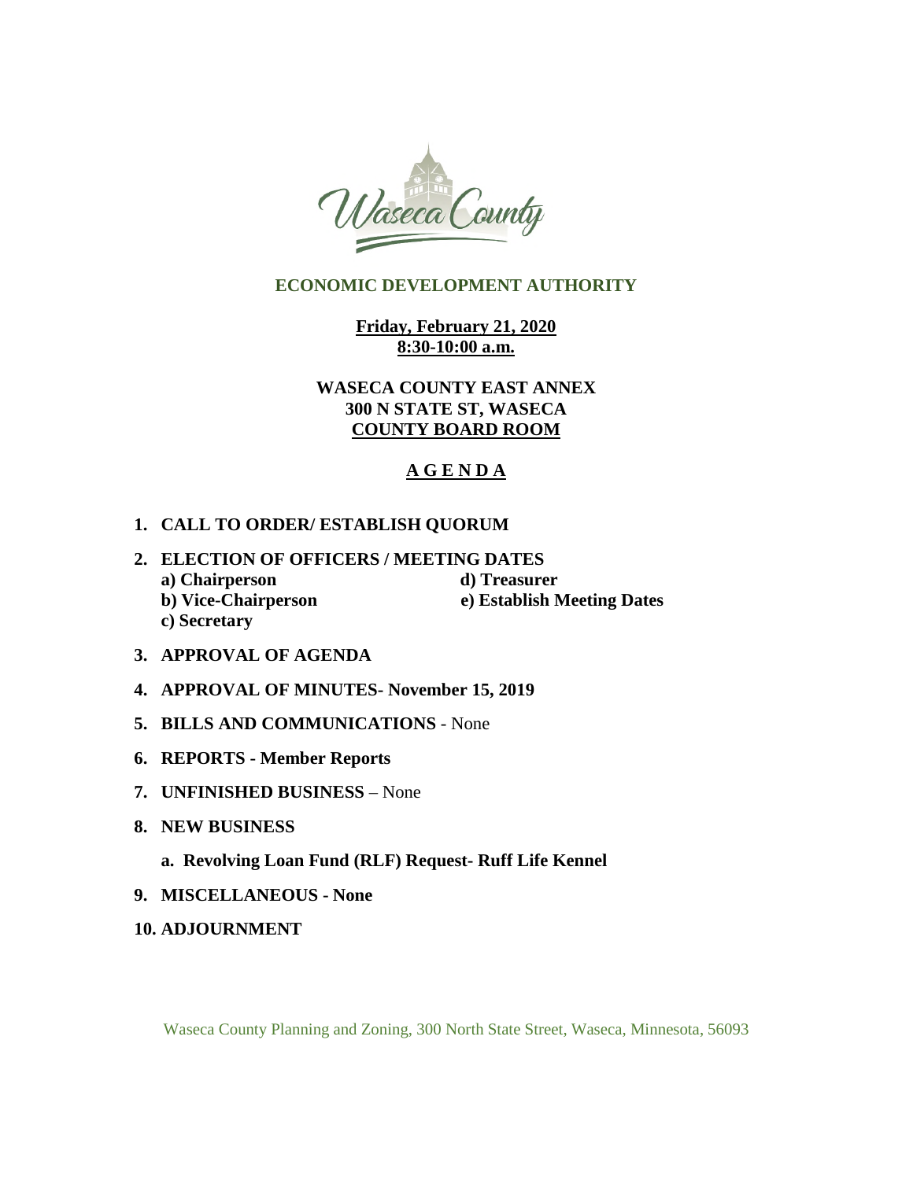# ECONOMIC DEVELOPMENT AUTHORITY

**Friday, February 21, 2020**
**8:30-10:00 a.m.**

**WASECA COUNTY EAST ANNEX**
**300 N STATE ST, WASECA**
**COUNTY BOARD ROOM**

## A G E N D A

1. **CALL TO ORDER/ ESTABLISH QUORUM**
2. **ELECTION OF OFFICERS / MEETING DATES**
   - **a) Chairperson**
   - **b) Vice-Chairperson**
   - **c) Secretary**
   - **d) Treasurer**
   - **e) Establish Meeting Dates**
3. **APPROVAL OF AGENDA**
4. **APPROVAL OF MINUTES- November 15, 2019**
5. **BILLS AND COMMUNICATIONS** - None
6. **REPORTS - Member Reports**
7. **UNFINISHED BUSINESS** – None
8. **NEW BUSINESS**
   - **a. Revolving Loan Fund (RLF) Request- Ruff Life Kennel**
9. **MISCELLANEOUS - None**
10. **ADJOURNMENT**

Waseca County Planning and Zoning, 300 North State Street, Waseca, Minnesota, 56093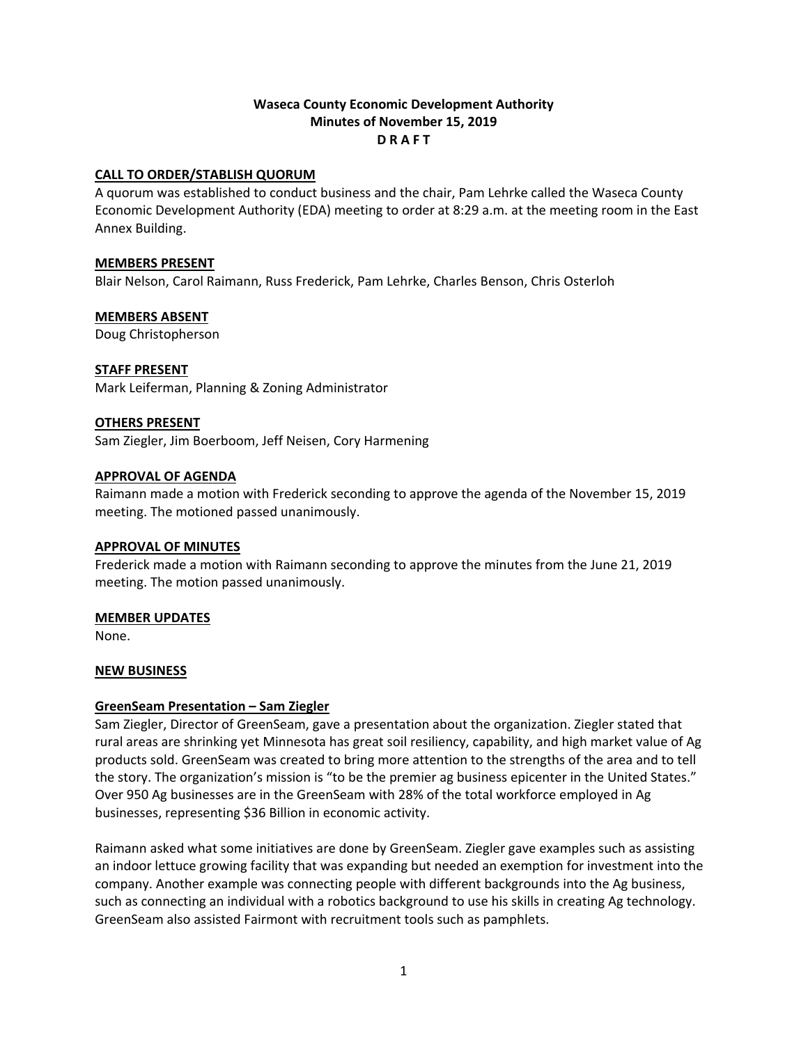**Waseca County Economic Development Authority**
**Minutes of November 15, 2019**
**D R A F T**

**CALL TO ORDER/STABLISH QUORUM**

A quorum was established to conduct business and the chair, Pam Lehrke called the Waseca County Economic Development Authority (EDA) meeting to order at 8:29 a.m. at the meeting room in the East Annex Building.

**MEMBERS PRESENT**

Blair Nelson, Carol Raimann, Russ Frederick, Pam Lehrke, Charles Benson, Chris Osterloh

**MEMBERS ABSENT**

Doug Christopherson

**STAFF PRESENT**

Mark Leiferman, Planning & Zoning Administrator

**OTHERS PRESENT**

Sam Ziegler, Jim Boerboom, Jeff Neisen, Cory Harmening

**APPROVAL OF AGENDA**

Raimann made a motion with Frederick seconding to approve the agenda of the November 15, 2019 meeting. The motioned passed unanimously.

**APPROVAL OF MINUTES**

Frederick made a motion with Raimann seconding to approve the minutes from the June 21, 2019 meeting. The motion passed unanimously.

**MEMBER UPDATES**

None.

**NEW BUSINESS**

**GreenSeam Presentation – Sam Ziegler**

Sam Ziegler, Director of GreenSeam, gave a presentation about the organization. Ziegler stated that rural areas are shrinking yet Minnesota has great soil resiliency, capability, and high market value of Ag products sold. GreenSeam was created to bring more attention to the strengths of the area and to tell the story. The organization's mission is "to be the premier ag business epicenter in the United States." Over 950 Ag businesses are in the GreenSeam with 28% of the total workforce employed in Ag businesses, representing $36 Billion in economic activity.

Raimann asked what some initiatives are done by GreenSeam. Ziegler gave examples such as assisting an indoor lettuce growing facility that was expanding but needed an exemption for investment into the company. Another example was connecting people with different backgrounds into the Ag business, such as connecting an individual with a robotics background to use his skills in creating Ag technology. GreenSeam also assisted Fairmont with recruitment tools such as pamphlets.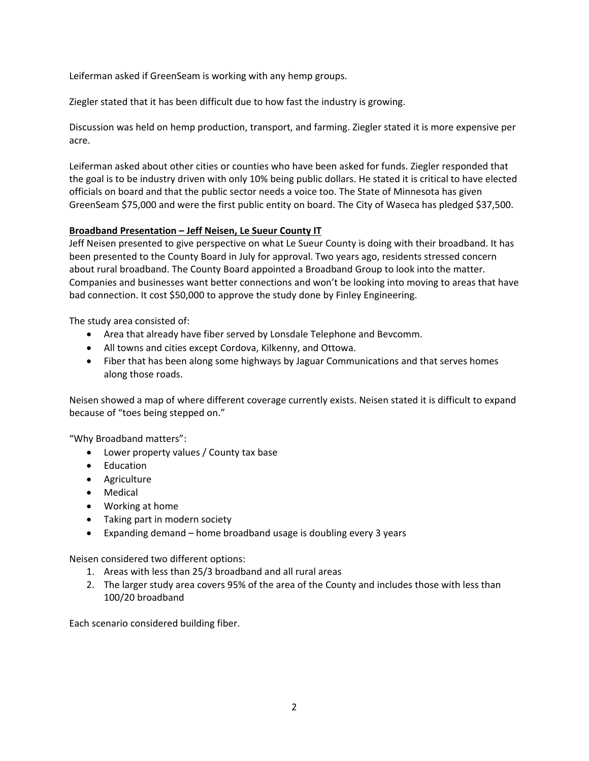Leiferman asked if GreenSeam is working with any hemp groups.

Ziegler stated that it has been difficult due to how fast the industry is growing.

Discussion was held on hemp production, transport, and farming. Ziegler stated it is more expensive per acre.

Leiferman asked about other cities or counties who have been asked for funds. Ziegler responded that the goal is to be industry driven with only 10% being public dollars. He stated it is critical to have elected officials on board and that the public sector needs a voice too. The State of Minnesota has given GreenSeam $75,000 and were the first public entity on board. The City of Waseca has pledged $37,500.

**Broadband Presentation – Jeff Neisen, Le Sueur County IT**

Jeff Neisen presented to give perspective on what Le Sueur County is doing with their broadband. It has been presented to the County Board in July for approval. Two years ago, residents stressed concern about rural broadband. The County Board appointed a Broadband Group to look into the matter. Companies and businesses want better connections and won't be looking into moving to areas that have bad connection. It cost $50,000 to approve the study done by Finley Engineering.

The study area consisted of:

- Area that already have fiber served by Lonsdale Telephone and Bevcomm.
- All towns and cities except Cordova, Kilkenny, and Ottowa.
- Fiber that has been along some highways by Jaguar Communications and that serves homes along those roads.

Neisen showed a map of where different coverage currently exists. Neisen stated it is difficult to expand because of "toes being stepped on."

"Why Broadband matters":

- Lower property values / County tax base
- Education
- Agriculture
- Medical
- Working at home
- Taking part in modern society
- Expanding demand – home broadband usage is doubling every 3 years

Neisen considered two different options:

1. Areas with less than 25/3 broadband and all rural areas
2. The larger study area covers 95% of the area of the County and includes those with less than 100/20 broadband

Each scenario considered building fiber.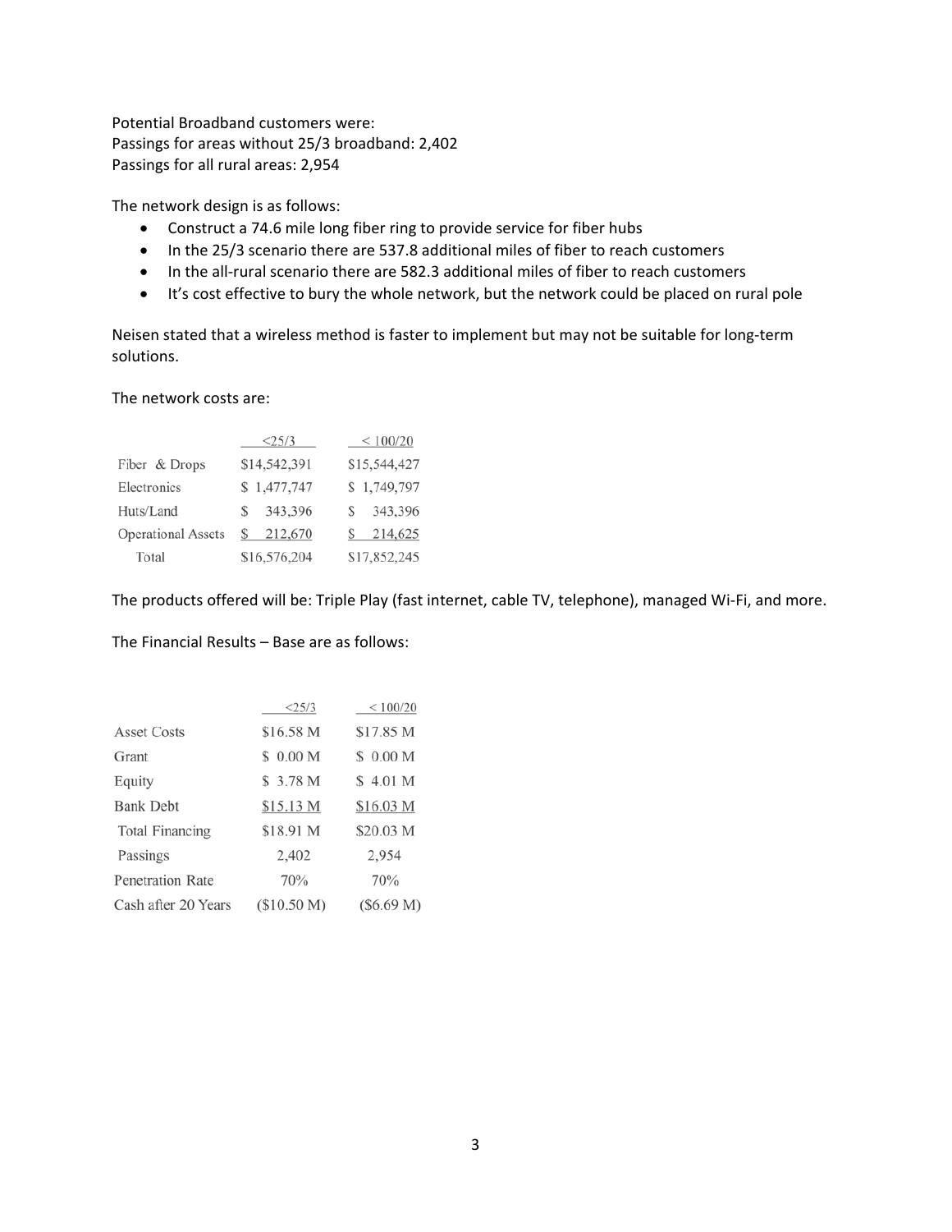Potential Broadband customers were:
Passings for areas without 25/3 broadband: 2,402
Passings for all rural areas: 2,954

The network design is as follows:

- Construct a 74.6 mile long fiber ring to provide service for fiber hubs
- In the 25/3 scenario there are 537.8 additional miles of fiber to reach customers
- In the all-rural scenario there are 582.3 additional miles of fiber to reach customers
- It's cost effective to bury the whole network, but the network could be placed on rural pole

Neisen stated that a wireless method is faster to implement but may not be suitable for long-term solutions.

The network costs are:

| | <25/3 | < 100/20 |
|---|---|---|
| Fiber & Drops | $14,542,391 | $15,544,427 |
| Electronics | $ 1,477,747 | $ 1,749,797 |
| Huts/Land | $ 343,396 | $ 343,396 |
| Operational Assets | $ 212,670 | $ 214,625 |
| Total | $16,576,204 | $17,852,245 |

The products offered will be: Triple Play (fast internet, cable TV, telephone), managed Wi-Fi, and more.

The Financial Results – Base are as follows:

| | <25/3 | < 100/20 |
|---|---|---|
| Asset Costs | $16.58 M | $17.85 M |
| Grant | $ 0.00 M | $ 0.00 M |
| Equity | $ 3.78 M | $ 4.01 M |
| Bank Debt | $15.13 M | $16.03 M |
| Total Financing | $18.91 M | $20.03 M |
| Passings | 2,402 | 2,954 |
| Penetration Rate | 70% | 70% |
| Cash after 20 Years | ($10.50 M) | ($6.69 M) |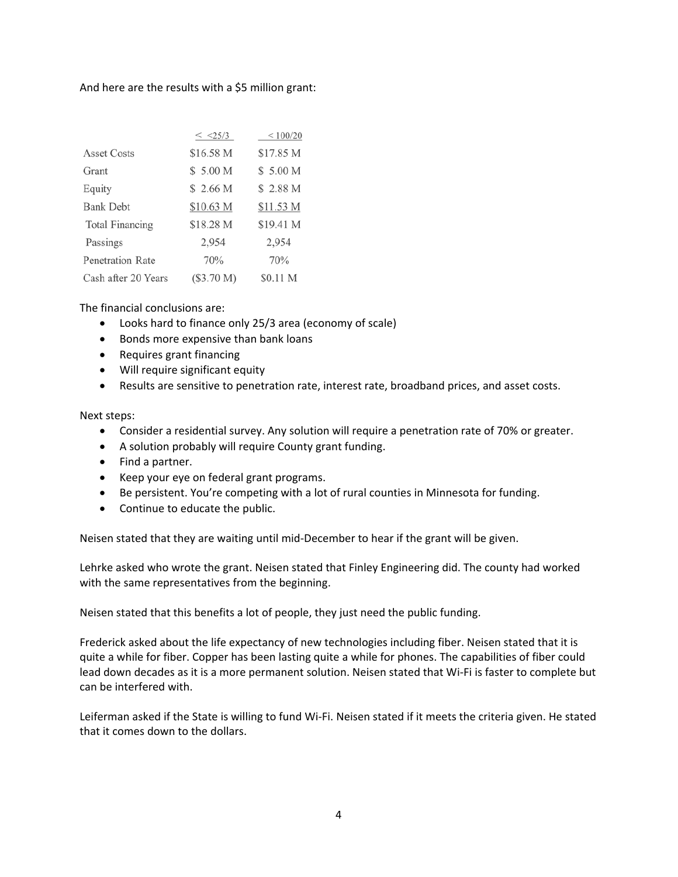And here are the results with a $5 million grant:

| | < <25/3 | < 100/20 |
|---|---|---|
| Asset Costs | $16.58 M | $17.85 M |
| Grant | $ 5.00 M | $ 5.00 M |
| Equity | $ 2.66 M | $ 2.88 M |
| Bank Debt | $10.63 M | $11.53 M |
| Total Financing | $18.28 M | $19.41 M |
| Passings | 2,954 | 2,954 |
| Penetration Rate | 70% | 70% |
| Cash after 20 Years | ($3.70 M) | $0.11 M |

The financial conclusions are:

- Looks hard to finance only 25/3 area (economy of scale)
- Bonds more expensive than bank loans
- Requires grant financing
- Will require significant equity
- Results are sensitive to penetration rate, interest rate, broadband prices, and asset costs.

Next steps:

- Consider a residential survey. Any solution will require a penetration rate of 70% or greater.
- A solution probably will require County grant funding.
- Find a partner.
- Keep your eye on federal grant programs.
- Be persistent. You're competing with a lot of rural counties in Minnesota for funding.
- Continue to educate the public.

Neisen stated that they are waiting until mid-December to hear if the grant will be given.

Lehrke asked who wrote the grant. Neisen stated that Finley Engineering did. The county had worked with the same representatives from the beginning.

Neisen stated that this benefits a lot of people, they just need the public funding.

Frederick asked about the life expectancy of new technologies including fiber. Neisen stated that it is quite a while for fiber. Copper has been lasting quite a while for phones. The capabilities of fiber could lead down decades as it is a more permanent solution. Neisen stated that Wi-Fi is faster to complete but can be interfered with.

Leiferman asked if the State is willing to fund Wi-Fi. Neisen stated if it meets the criteria given. He stated that it comes down to the dollars.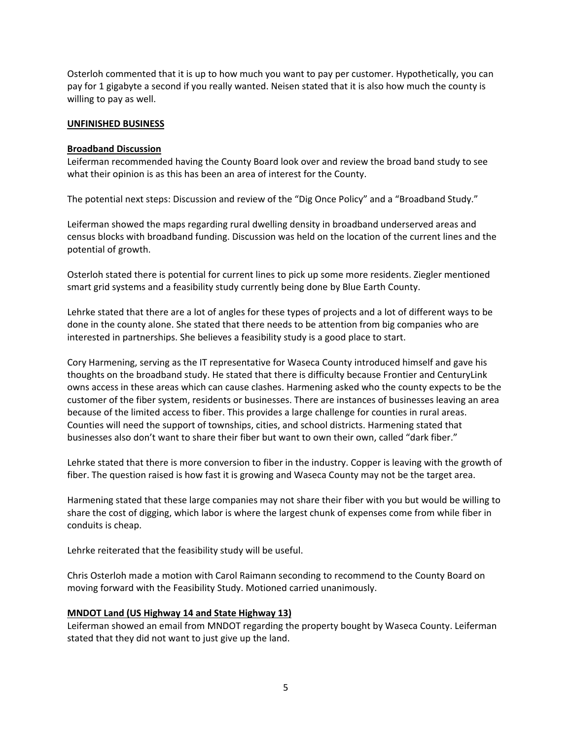Osterloh commented that it is up to how much you want to pay per customer. Hypothetically, you can pay for 1 gigabyte a second if you really wanted. Neisen stated that it is also how much the county is willing to pay as well.

**UNFINISHED BUSINESS**

**Broadband Discussion**

Leiferman recommended having the County Board look over and review the broad band study to see what their opinion is as this has been an area of interest for the County.

The potential next steps: Discussion and review of the "Dig Once Policy" and a "Broadband Study."

Leiferman showed the maps regarding rural dwelling density in broadband underserved areas and census blocks with broadband funding. Discussion was held on the location of the current lines and the potential of growth.

Osterloh stated there is potential for current lines to pick up some more residents. Ziegler mentioned smart grid systems and a feasibility study currently being done by Blue Earth County.

Lehrke stated that there are a lot of angles for these types of projects and a lot of different ways to be done in the county alone. She stated that there needs to be attention from big companies who are interested in partnerships. She believes a feasibility study is a good place to start.

Cory Harmening, serving as the IT representative for Waseca County introduced himself and gave his thoughts on the broadband study. He stated that there is difficulty because Frontier and CenturyLink owns access in these areas which can cause clashes. Harmening asked who the county expects to be the customer of the fiber system, residents or businesses. There are instances of businesses leaving an area because of the limited access to fiber. This provides a large challenge for counties in rural areas. Counties will need the support of townships, cities, and school districts. Harmening stated that businesses also don't want to share their fiber but want to own their own, called "dark fiber."

Lehrke stated that there is more conversion to fiber in the industry. Copper is leaving with the growth of fiber. The question raised is how fast it is growing and Waseca County may not be the target area.

Harmening stated that these large companies may not share their fiber with you but would be willing to share the cost of digging, which labor is where the largest chunk of expenses come from while fiber in conduits is cheap.

Lehrke reiterated that the feasibility study will be useful.

Chris Osterloh made a motion with Carol Raimann seconding to recommend to the County Board on moving forward with the Feasibility Study. Motioned carried unanimously.

**MNDOT Land (US Highway 14 and State Highway 13)**

Leiferman showed an email from MNDOT regarding the property bought by Waseca County. Leiferman stated that they did not want to just give up the land.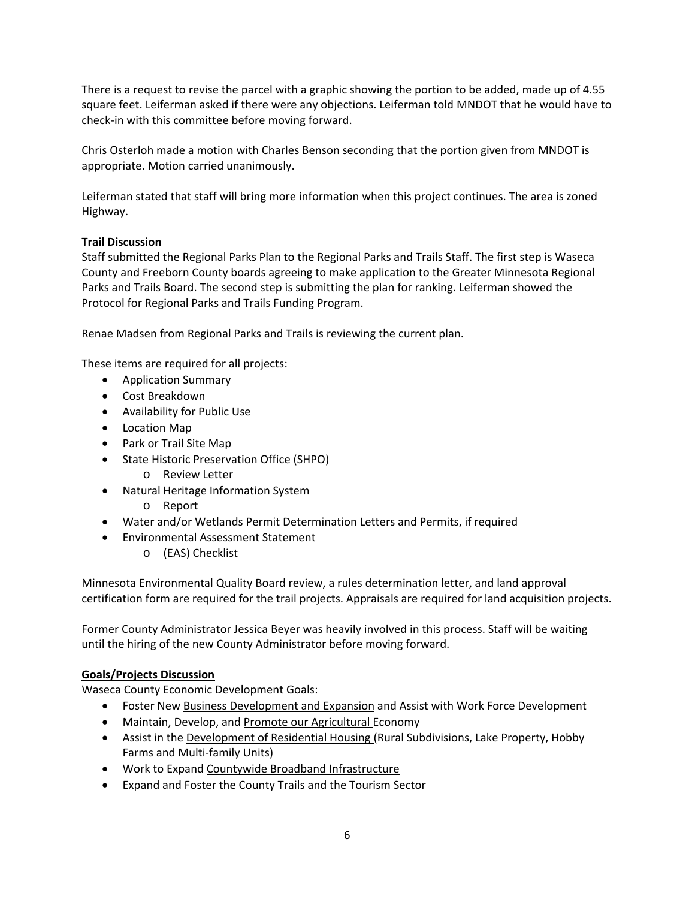There is a request to revise the parcel with a graphic showing the portion to be added, made up of 4.55 square feet. Leiferman asked if there were any objections. Leiferman told MNDOT that he would have to check-in with this committee before moving forward.

Chris Osterloh made a motion with Charles Benson seconding that the portion given from MNDOT is appropriate. Motion carried unanimously.

Leiferman stated that staff will bring more information when this project continues. The area is zoned Highway.

**Trail Discussion**

Staff submitted the Regional Parks Plan to the Regional Parks and Trails Staff. The first step is Waseca County and Freeborn County boards agreeing to make application to the Greater Minnesota Regional Parks and Trails Board. The second step is submitting the plan for ranking. Leiferman showed the Protocol for Regional Parks and Trails Funding Program.

Renae Madsen from Regional Parks and Trails is reviewing the current plan.

These items are required for all projects:

- Application Summary
- Cost Breakdown
- Availability for Public Use
- Location Map
- Park or Trail Site Map
- State Historic Preservation Office (SHPO)
  - Review Letter
- Natural Heritage Information System
  - Report
- Water and/or Wetlands Permit Determination Letters and Permits, if required
- Environmental Assessment Statement
  - (EAS) Checklist

Minnesota Environmental Quality Board review, a rules determination letter, and land approval certification form are required for the trail projects. Appraisals are required for land acquisition projects.

Former County Administrator Jessica Beyer was heavily involved in this process. Staff will be waiting until the hiring of the new County Administrator before moving forward.

**Goals/Projects Discussion**

Waseca County Economic Development Goals:

- Foster New Business Development and Expansion and Assist with Work Force Development
- Maintain, Develop, and Promote our Agricultural Economy
- Assist in the Development of Residential Housing (Rural Subdivisions, Lake Property, Hobby Farms and Multi-family Units)
- Work to Expand Countywide Broadband Infrastructure
- Expand and Foster the County Trails and the Tourism Sector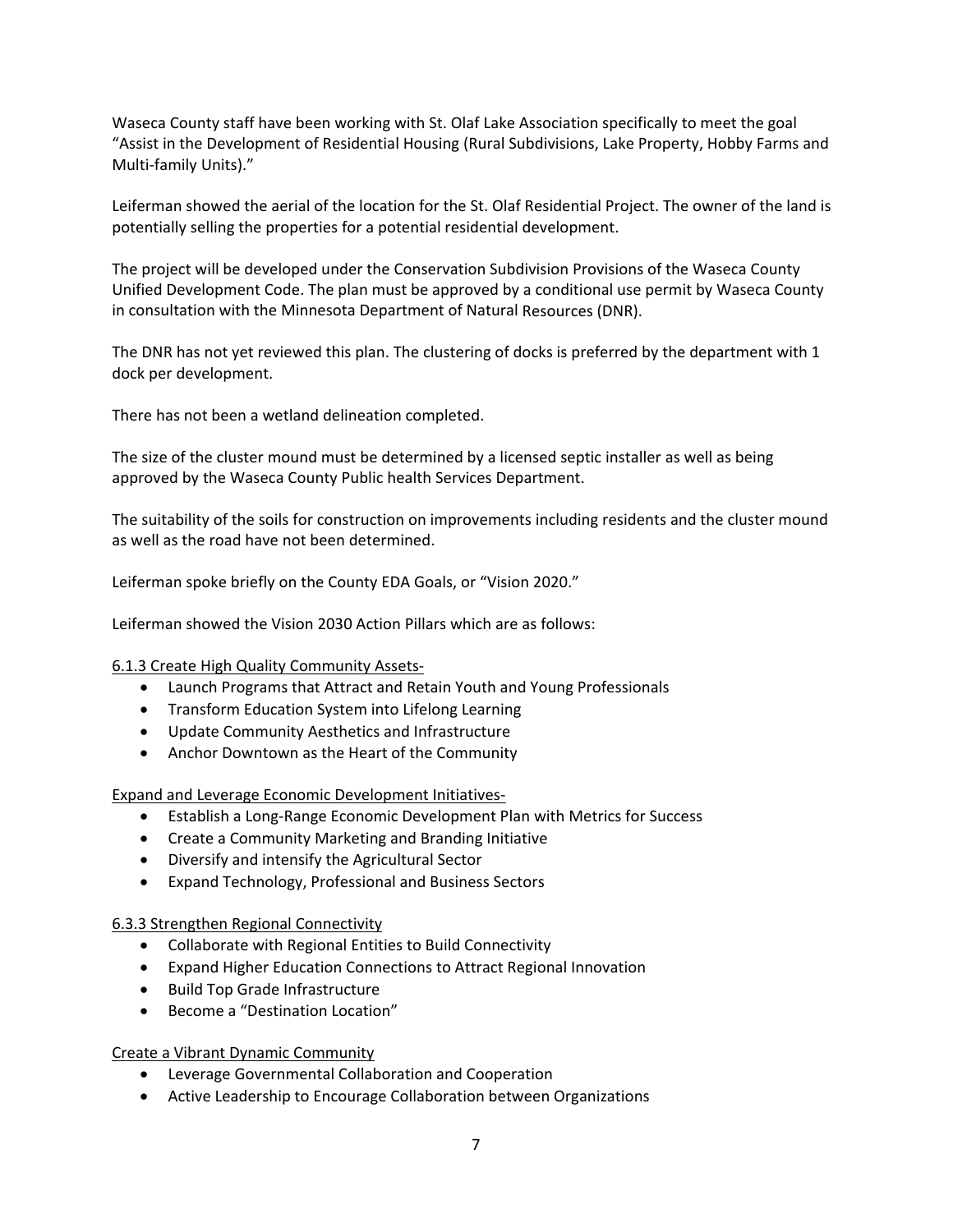Waseca County staff have been working with St. Olaf Lake Association specifically to meet the goal "Assist in the Development of Residential Housing (Rural Subdivisions, Lake Property, Hobby Farms and Multi-family Units)."

Leiferman showed the aerial of the location for the St. Olaf Residential Project. The owner of the land is potentially selling the properties for a potential residential development.

The project will be developed under the Conservation Subdivision Provisions of the Waseca County Unified Development Code. The plan must be approved by a conditional use permit by Waseca County in consultation with the Minnesota Department of Natural Resources (DNR).

The DNR has not yet reviewed this plan. The clustering of docks is preferred by the department with 1 dock per development.

There has not been a wetland delineation completed.

The size of the cluster mound must be determined by a licensed septic installer as well as being approved by the Waseca County Public health Services Department.

The suitability of the soils for construction on improvements including residents and the cluster mound as well as the road have not been determined.

Leiferman spoke briefly on the County EDA Goals, or "Vision 2020."

Leiferman showed the Vision 2030 Action Pillars which are as follows:

<u>6.1.3 Create High Quality Community Assets-</u>

- Launch Programs that Attract and Retain Youth and Young Professionals
- Transform Education System into Lifelong Learning
- Update Community Aesthetics and Infrastructure
- Anchor Downtown as the Heart of the Community

<u>Expand and Leverage Economic Development Initiatives-</u>

- Establish a Long-Range Economic Development Plan with Metrics for Success
- Create a Community Marketing and Branding Initiative
- Diversify and intensify the Agricultural Sector
- Expand Technology, Professional and Business Sectors

<u>6.3.3 Strengthen Regional Connectivity</u>

- Collaborate with Regional Entities to Build Connectivity
- Expand Higher Education Connections to Attract Regional Innovation
- Build Top Grade Infrastructure
- Become a "Destination Location"

<u>Create a Vibrant Dynamic Community</u>

- Leverage Governmental Collaboration and Cooperation
- Active Leadership to Encourage Collaboration between Organizations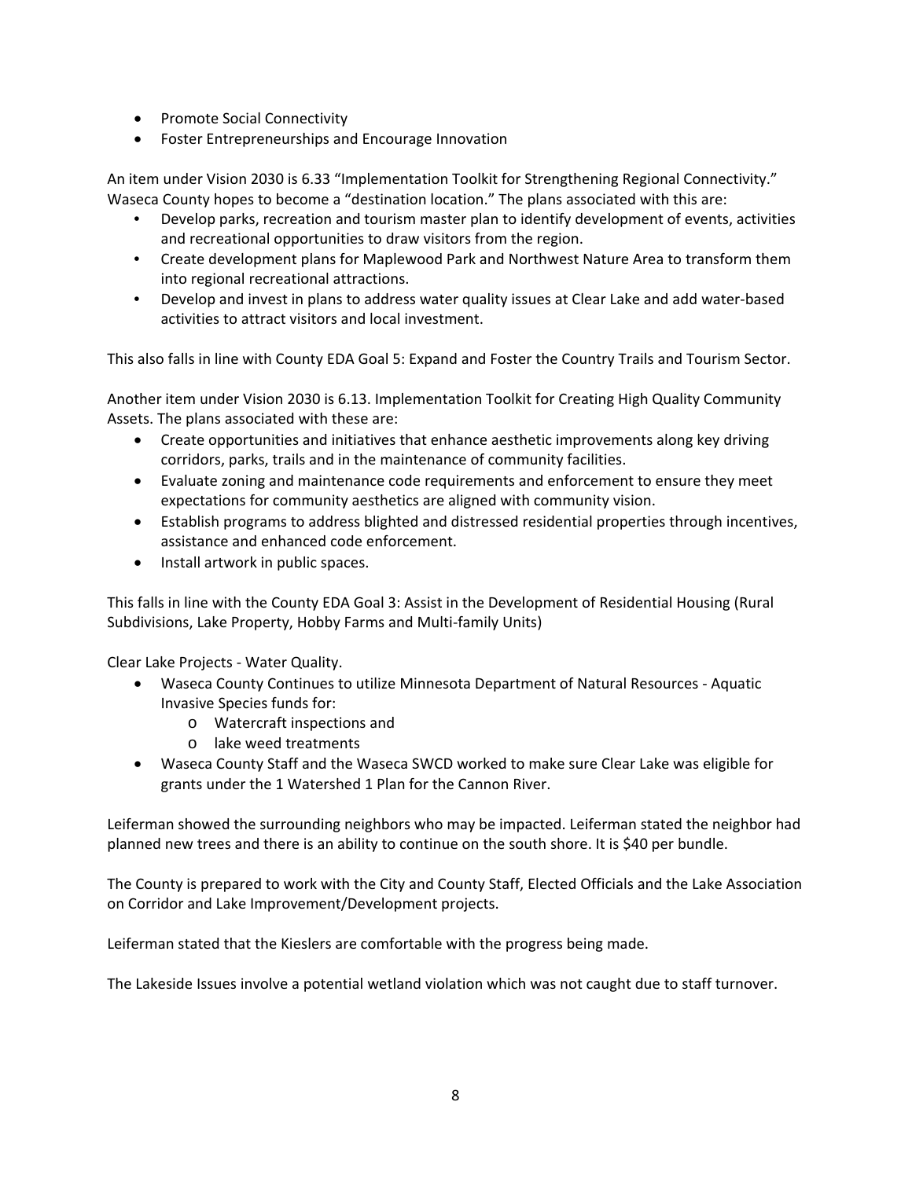- Promote Social Connectivity
- Foster Entrepreneurships and Encourage Innovation

An item under Vision 2030 is 6.33 "Implementation Toolkit for Strengthening Regional Connectivity." Waseca County hopes to become a "destination location." The plans associated with this are:

- Develop parks, recreation and tourism master plan to identify development of events, activities and recreational opportunities to draw visitors from the region.
- Create development plans for Maplewood Park and Northwest Nature Area to transform them into regional recreational attractions.
- Develop and invest in plans to address water quality issues at Clear Lake and add water-based activities to attract visitors and local investment.

This also falls in line with County EDA Goal 5: Expand and Foster the Country Trails and Tourism Sector.

Another item under Vision 2030 is 6.13. Implementation Toolkit for Creating High Quality Community Assets. The plans associated with these are:

- Create opportunities and initiatives that enhance aesthetic improvements along key driving corridors, parks, trails and in the maintenance of community facilities.
- Evaluate zoning and maintenance code requirements and enforcement to ensure they meet expectations for community aesthetics are aligned with community vision.
- Establish programs to address blighted and distressed residential properties through incentives, assistance and enhanced code enforcement.
- Install artwork in public spaces.

This falls in line with the County EDA Goal 3: Assist in the Development of Residential Housing (Rural Subdivisions, Lake Property, Hobby Farms and Multi-family Units)

Clear Lake Projects - Water Quality.

- Waseca County Continues to utilize Minnesota Department of Natural Resources - Aquatic Invasive Species funds for:
  - Watercraft inspections and
  - lake weed treatments
- Waseca County Staff and the Waseca SWCD worked to make sure Clear Lake was eligible for grants under the 1 Watershed 1 Plan for the Cannon River.

Leiferman showed the surrounding neighbors who may be impacted. Leiferman stated the neighbor had planned new trees and there is an ability to continue on the south shore. It is $40 per bundle.

The County is prepared to work with the City and County Staff, Elected Officials and the Lake Association on Corridor and Lake Improvement/Development projects.

Leiferman stated that the Kieslers are comfortable with the progress being made.

The Lakeside Issues involve a potential wetland violation which was not caught due to staff turnover.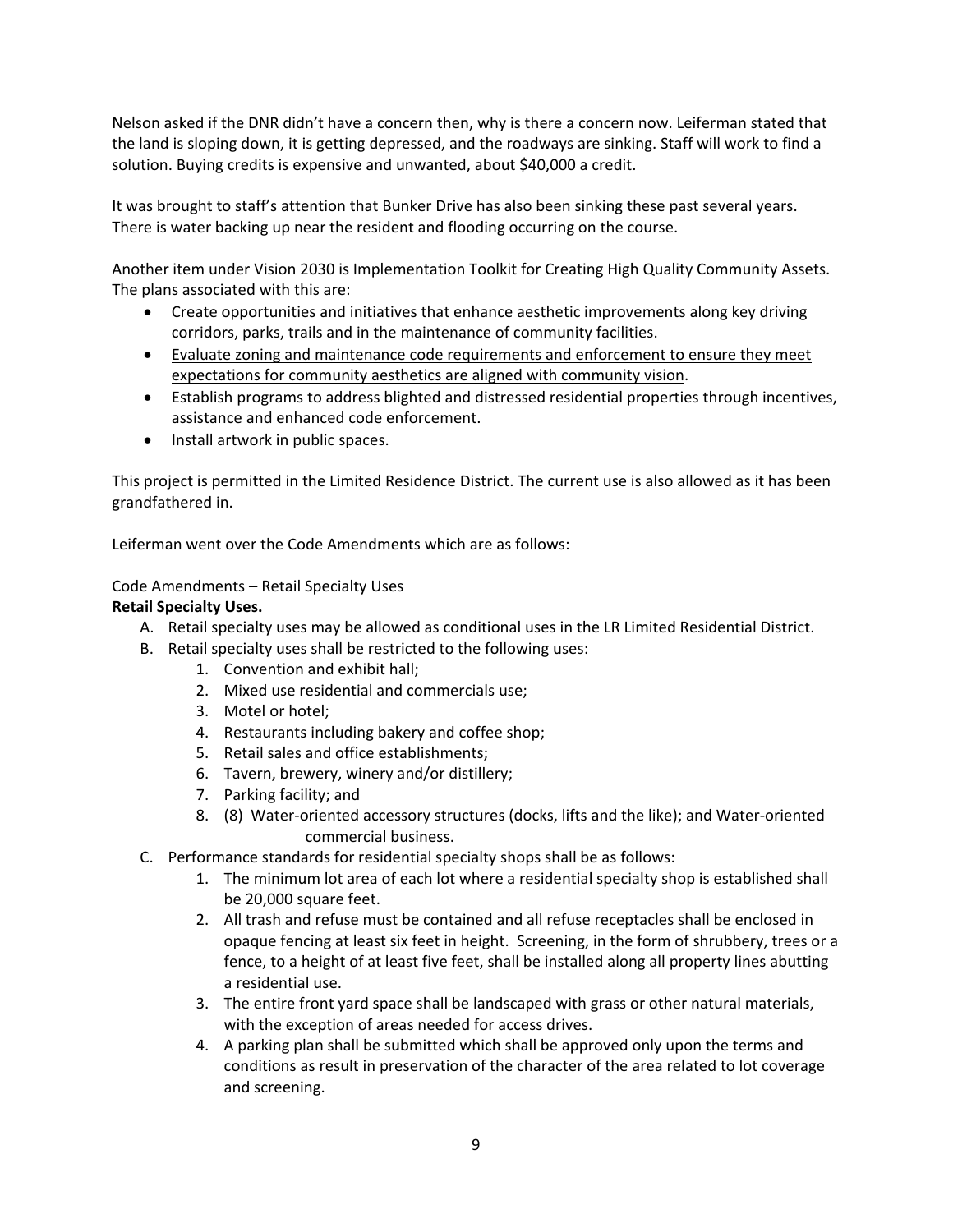Nelson asked if the DNR didn't have a concern then, why is there a concern now. Leiferman stated that the land is sloping down, it is getting depressed, and the roadways are sinking. Staff will work to find a solution. Buying credits is expensive and unwanted, about $40,000 a credit.

It was brought to staff's attention that Bunker Drive has also been sinking these past several years. There is water backing up near the resident and flooding occurring on the course.

Another item under Vision 2030 is Implementation Toolkit for Creating High Quality Community Assets. The plans associated with this are:

- Create opportunities and initiatives that enhance aesthetic improvements along key driving corridors, parks, trails and in the maintenance of community facilities.
- <u>Evaluate zoning and maintenance code requirements and enforcement to ensure they meet expectations for community aesthetics are aligned with community vision</u>.
- Establish programs to address blighted and distressed residential properties through incentives, assistance and enhanced code enforcement.
- Install artwork in public spaces.

This project is permitted in the Limited Residence District. The current use is also allowed as it has been grandfathered in.

Leiferman went over the Code Amendments which are as follows:

Code Amendments – Retail Specialty Uses

**Retail Specialty Uses.**

A. Retail specialty uses may be allowed as conditional uses in the LR Limited Residential District.
B. Retail specialty uses shall be restricted to the following uses:
   1. Convention and exhibit hall;
   2. Mixed use residential and commercials use;
   3. Motel or hotel;
   4. Restaurants including bakery and coffee shop;
   5. Retail sales and office establishments;
   6. Tavern, brewery, winery and/or distillery;
   7. Parking facility; and
   8. (8) Water-oriented accessory structures (docks, lifts and the like); and Water-oriented commercial business.
C. Performance standards for residential specialty shops shall be as follows:
   1. The minimum lot area of each lot where a residential specialty shop is established shall be 20,000 square feet.
   2. All trash and refuse must be contained and all refuse receptacles shall be enclosed in opaque fencing at least six feet in height. Screening, in the form of shrubbery, trees or a fence, to a height of at least five feet, shall be installed along all property lines abutting a residential use.
   3. The entire front yard space shall be landscaped with grass or other natural materials, with the exception of areas needed for access drives.
   4. A parking plan shall be submitted which shall be approved only upon the terms and conditions as result in preservation of the character of the area related to lot coverage and screening.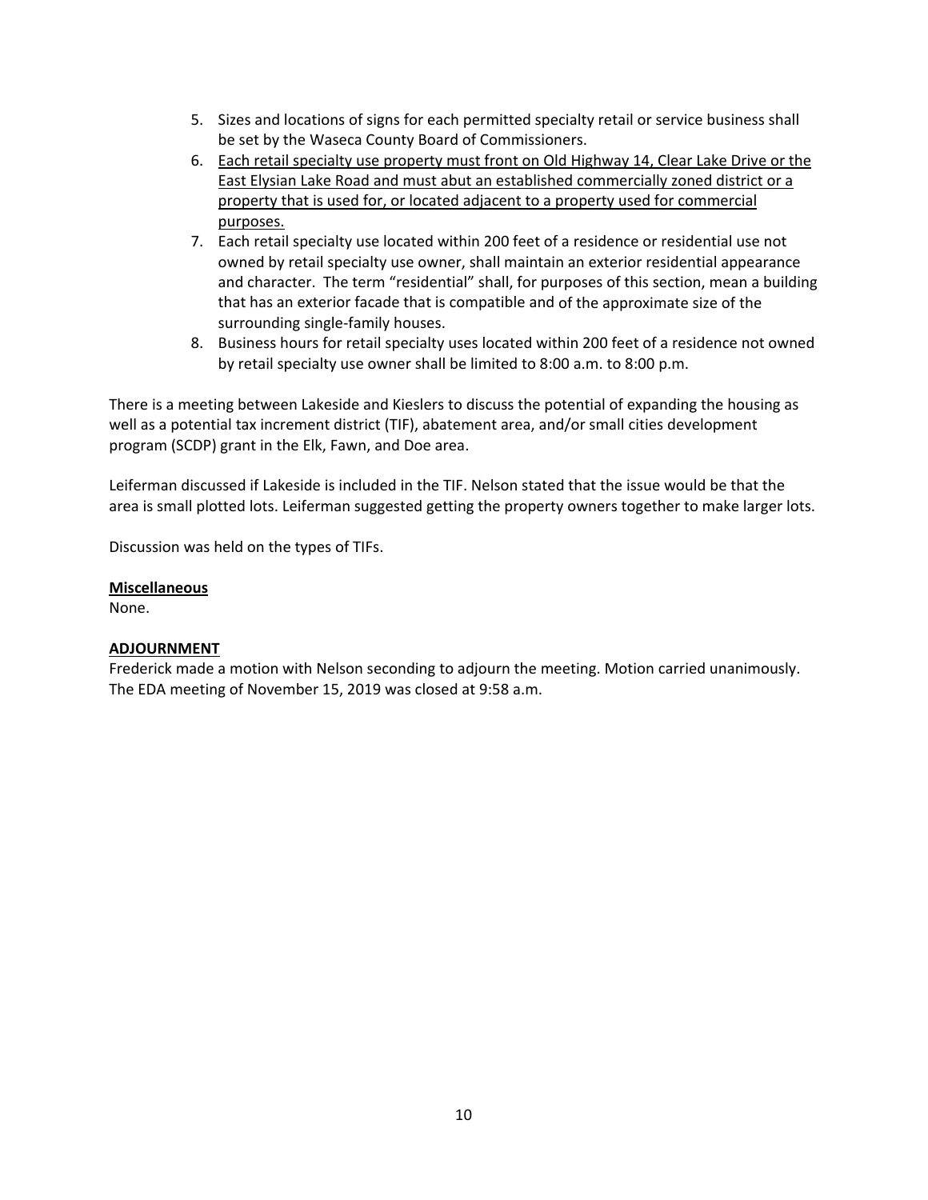5. Sizes and locations of signs for each permitted specialty retail or service business shall be set by the Waseca County Board of Commissioners.
6. <u>Each retail specialty use property must front on Old Highway 14, Clear Lake Drive or the East Elysian Lake Road and must abut an established commercially zoned district or a property that is used for, or located adjacent to a property used for commercial purposes.</u>
7. Each retail specialty use located within 200 feet of a residence or residential use not owned by retail specialty use owner, shall maintain an exterior residential appearance and character. The term "residential" shall, for purposes of this section, mean a building that has an exterior facade that is compatible and of the approximate size of the surrounding single-family houses.
8. Business hours for retail specialty uses located within 200 feet of a residence not owned by retail specialty use owner shall be limited to 8:00 a.m. to 8:00 p.m.

There is a meeting between Lakeside and Kieslers to discuss the potential of expanding the housing as well as a potential tax increment district (TIF), abatement area, and/or small cities development program (SCDP) grant in the Elk, Fawn, and Doe area.

Leiferman discussed if Lakeside is included in the TIF. Nelson stated that the issue would be that the area is small plotted lots. Leiferman suggested getting the property owners together to make larger lots.

Discussion was held on the types of TIFs.

**<u>Miscellaneous</u>**

None.

**<u>ADJOURNMENT</u>**

Frederick made a motion with Nelson seconding to adjourn the meeting. Motion carried unanimously. The EDA meeting of November 15, 2019 was closed at 9:58 a.m.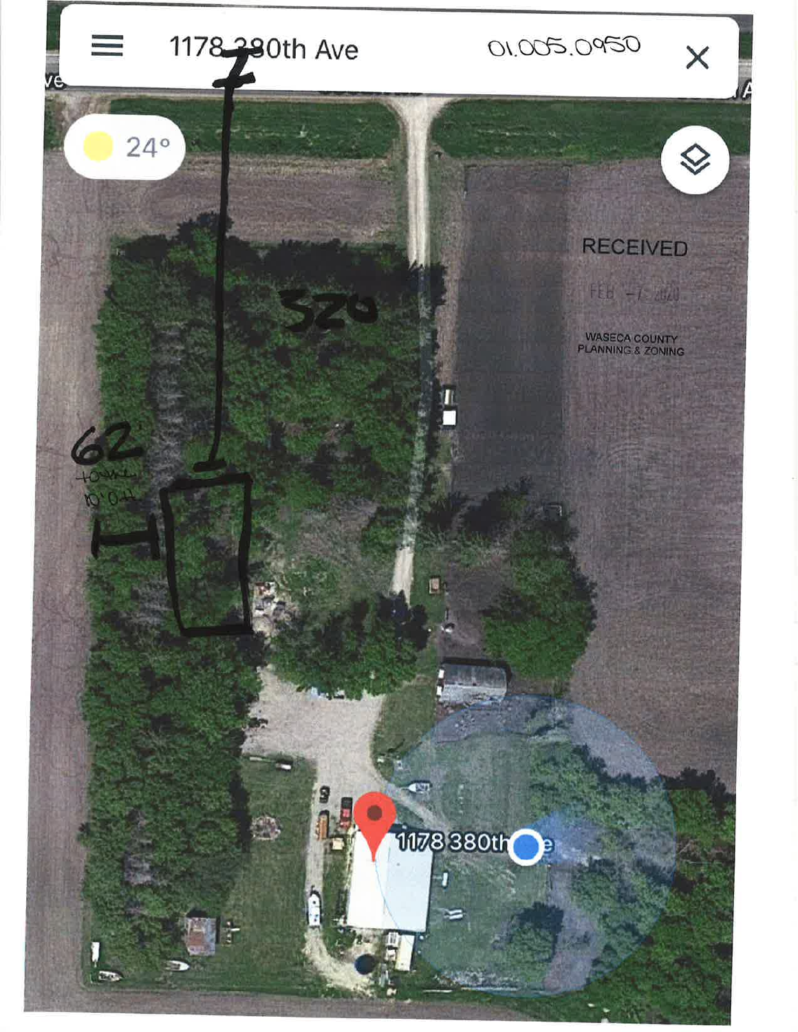1178 380th Ave 01.005.0950

24°

320

62'

40 wide

10' off

RECEIVED

FEB -7 2020

WASECA COUNTY PLANNING & ZONING

1178 380th Ave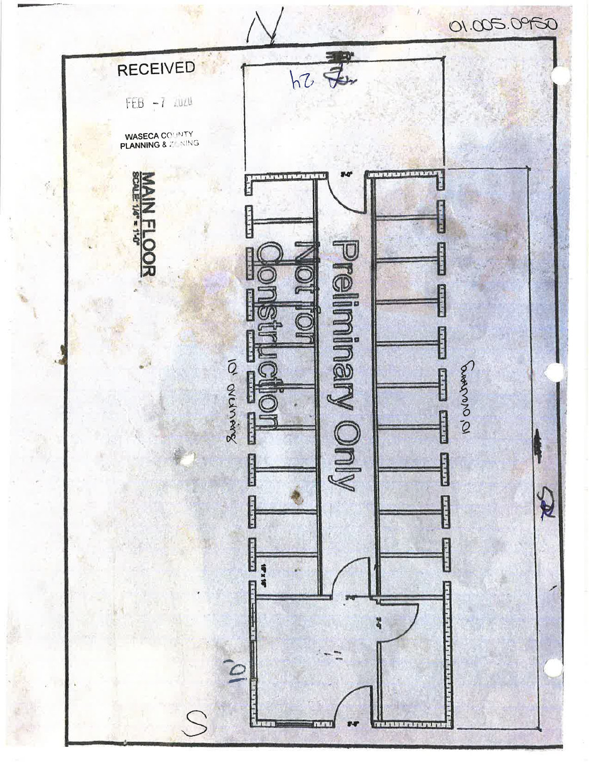01.005.0950

N

RECEIVED

FEB -7 2020

WASECA COUNTY
PLANNING & ZONING

**MAIN FLOOR**
SCALE 1/4" = 1'-0"

24

Preliminary Only

Not for Construction

10' overhang

10' overhang

10'

S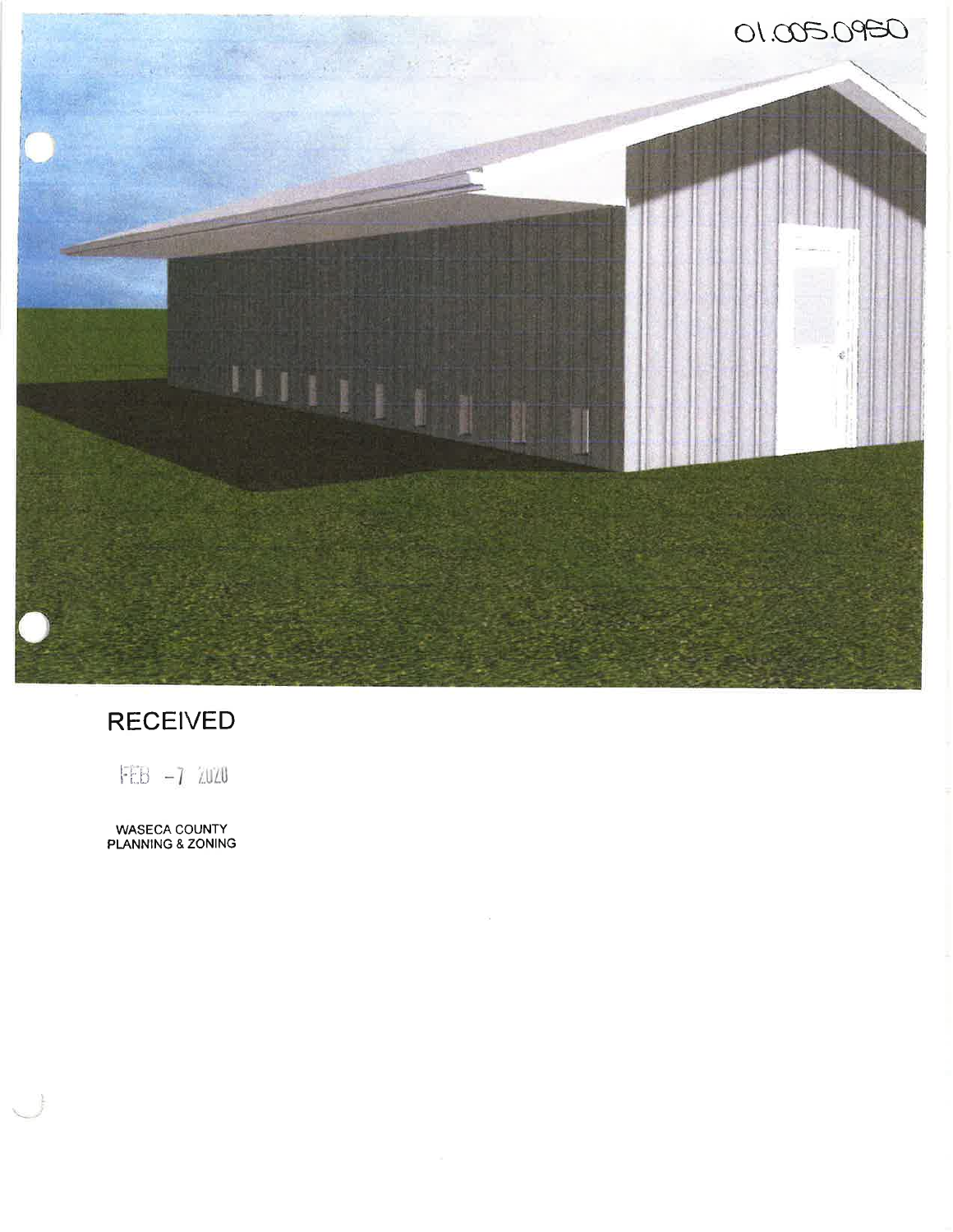01.005.0950

RECEIVED

FEB -7 2020

WASECA COUNTY
PLANNING & ZONING